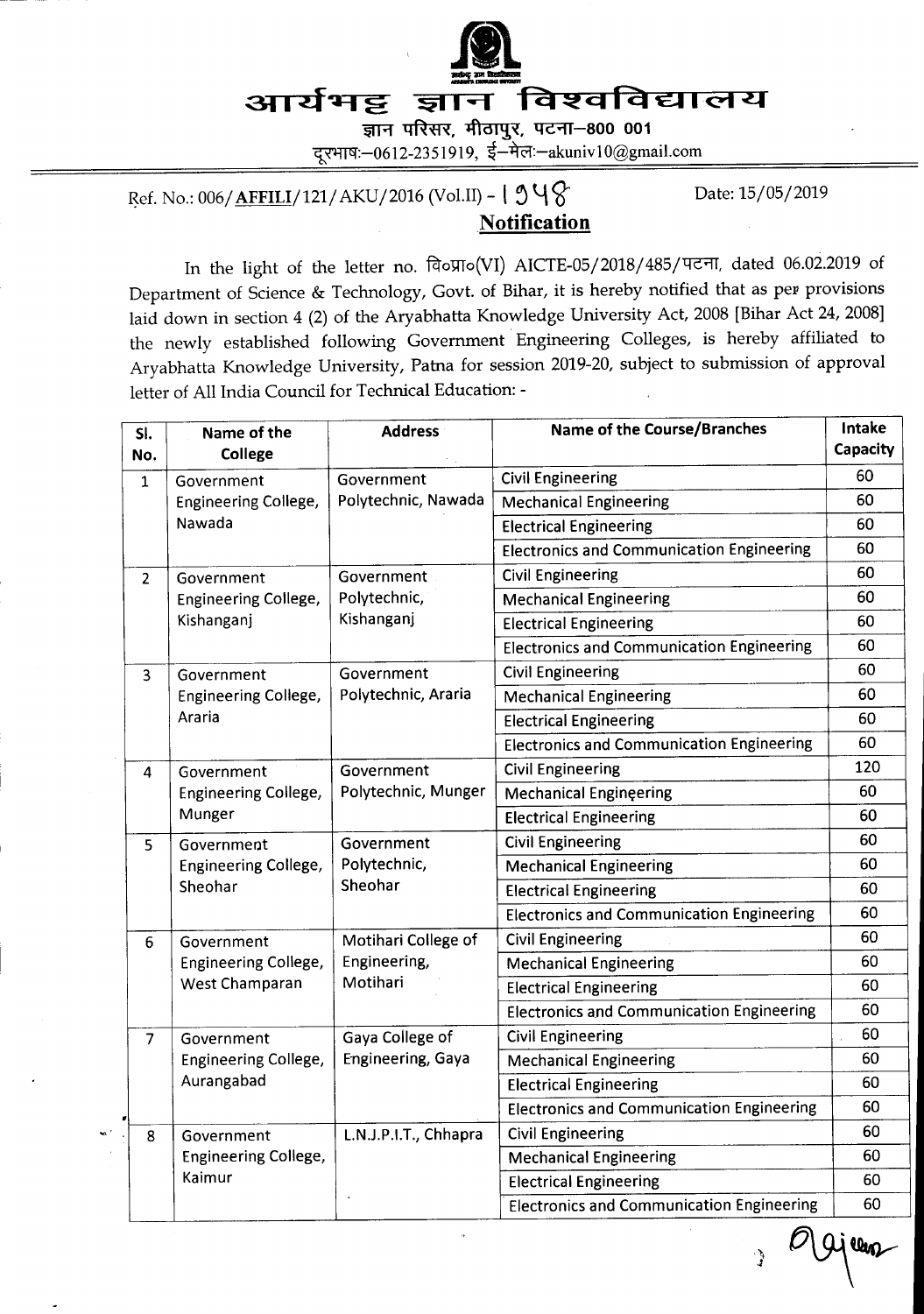# आर्यभट्ट ज्ञान विश्वविद्यालय

ज्ञान परिसर, मीठापुर, पटना–800 001

दूरभाष:–0612-2351919, ई–मेल:–akuniv10@gmail.com

Ref. No.: 006/**AFFILI**/121/AKU/2016 (Vol.II) - 1548 Date: 15/05/2019

## Notification

In the light of the letter no. वि०प्रा०(VI) AICTE-05/2018/485/पटना, dated 06.02.2019 of Department of Science & Technology, Govt. of Bihar, it is hereby notified that as per provisions laid down in section 4 (2) of the Aryabhatta Knowledge University Act, 2008 [Bihar Act 24, 2008] the newly established following Government Engineering Colleges, is hereby affiliated to Aryabhatta Knowledge University, Patna for session 2019-20, subject to submission of approval letter of All India Council for Technical Education: -

| Sl. No. | Name of the College | Address | Name of the Course/Branches | Intake Capacity |
|---|---|---|---|---|
| 1 | Government Engineering College, Nawada | Government Polytechnic, Nawada | Civil Engineering | 60 |
| | | | Mechanical Engineering | 60 |
| | | | Electrical Engineering | 60 |
| | | | Electronics and Communication Engineering | 60 |
| 2 | Government Engineering College, Kishanganj | Government Polytechnic, Kishanganj | Civil Engineering | 60 |
| | | | Mechanical Engineering | 60 |
| | | | Electrical Engineering | 60 |
| | | | Electronics and Communication Engineering | 60 |
| 3 | Government Engineering College, Araria | Government Polytechnic, Araria | Civil Engineering | 60 |
| | | | Mechanical Engineering | 60 |
| | | | Electrical Engineering | 60 |
| | | | Electronics and Communication Engineering | 60 |
| 4 | Government Engineering College, Munger | Government Polytechnic, Munger | Civil Engineering | 120 |
| | | | Mechanical Engineering | 60 |
| | | | Electrical Engineering | 60 |
| 5 | Government Engineering College, Sheohar | Government Polytechnic, Sheohar | Civil Engineering | 60 |
| | | | Mechanical Engineering | 60 |
| | | | Electrical Engineering | 60 |
| | | | Electronics and Communication Engineering | 60 |
| 6 | Government Engineering College, West Champaran | Motihari College of Engineering, Motihari | Civil Engineering | 60 |
| | | | Mechanical Engineering | 60 |
| | | | Electrical Engineering | 60 |
| | | | Electronics and Communication Engineering | 60 |
| 7 | Government Engineering College, Aurangabad | Gaya College of Engineering, Gaya | Civil Engineering | 60 |
| | | | Mechanical Engineering | 60 |
| | | | Electrical Engineering | 60 |
| | | | Electronics and Communication Engineering | 60 |
| 8 | Government Engineering College, Kaimur | L.N.J.P.I.T., Chhapra | Civil Engineering | 60 |
| | | | Mechanical Engineering | 60 |
| | | | Electrical Engineering | 60 |
| | | | Electronics and Communication Engineering | 60 |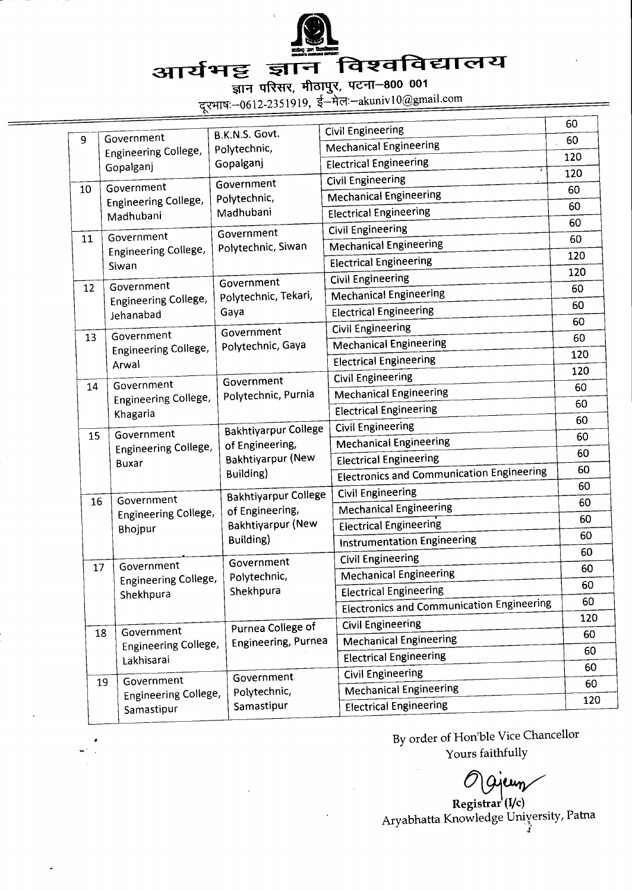# आर्यभट्ट ज्ञान विश्वविद्यालय

ज्ञान परिसर, मीठापुर, पटना–800 001

दूरभाष:–0612-2351919, ई–मेल:–akuniv10@gmail.com

| | | | | |
|---|---|---|---|---|
| 9 | Government Engineering College, Gopalganj | B.K.N.S. Govt. Polytechnic, Gopalganj | Civil Engineering | 60 |
| | | | Mechanical Engineering | 60 |
| | | | Electrical Engineering | 120 |
| 10 | Government Engineering College, Madhubani | Government Polytechnic, Madhubani | Civil Engineering | 120 |
| | | | Mechanical Engineering | 60 |
| | | | Electrical Engineering | 60 |
| 11 | Government Engineering College, Siwan | Government Polytechnic, Siwan | Civil Engineering | 60 |
| | | | Mechanical Engineering | 60 |
| | | | Electrical Engineering | 120 |
| 12 | Government Engineering College, Jehanabad | Government Polytechnic, Tekari, Gaya | Civil Engineering | 120 |
| | | | Mechanical Engineering | 60 |
| | | | Electrical Engineering | 60 |
| 13 | Government Engineering College, Arwal | Government Polytechnic, Gaya | Civil Engineering | 60 |
| | | | Mechanical Engineering | 60 |
| | | | Electrical Engineering | 120 |
| 14 | Government Engineering College, Khagaria | Government Polytechnic, Purnia | Civil Engineering | 120 |
| | | | Mechanical Engineering | 60 |
| | | | Electrical Engineering | 60 |
| 15 | Government Engineering College, Buxar | Bakhtiyarpur College of Engineering, Bakhtiyarpur (New Building) | Civil Engineering | 60 |
| | | | Mechanical Engineering | 60 |
| | | | Electrical Engineering | 60 |
| | | | Electronics and Communication Engineering | 60 |
| 16 | Government Engineering College, Bhojpur | Bakhtiyarpur College of Engineering, Bakhtiyarpur (New Building) | Civil Engineering | 60 |
| | | | Mechanical Engineering | 60 |
| | | | Electrical Engineering | 60 |
| | | | Instrumentation Engineering | 60 |
| 17 | Government Engineering College, Shekhpura | Government Polytechnic, Shekhpura | Civil Engineering | 60 |
| | | | Mechanical Engineering | 60 |
| | | | Electrical Engineering | 60 |
| | | | Electronics and Communication Engineering | 60 |
| 18 | Government Engineering College, Lakhisarai | Purnea College of Engineering, Purnea | Civil Engineering | 120 |
| | | | Mechanical Engineering | 60 |
| | | | Electrical Engineering | 60 |
| 19 | Government Engineering College, Samastipur | Government Polytechnic, Samastipur | Civil Engineering | 60 |
| | | | Mechanical Engineering | 60 |
| | | | Electrical Engineering | 120 |

By order of Hon'ble Vice Chancellor

Yours faithfully

Registrar (I/c)

Aryabhatta Knowledge University, Patna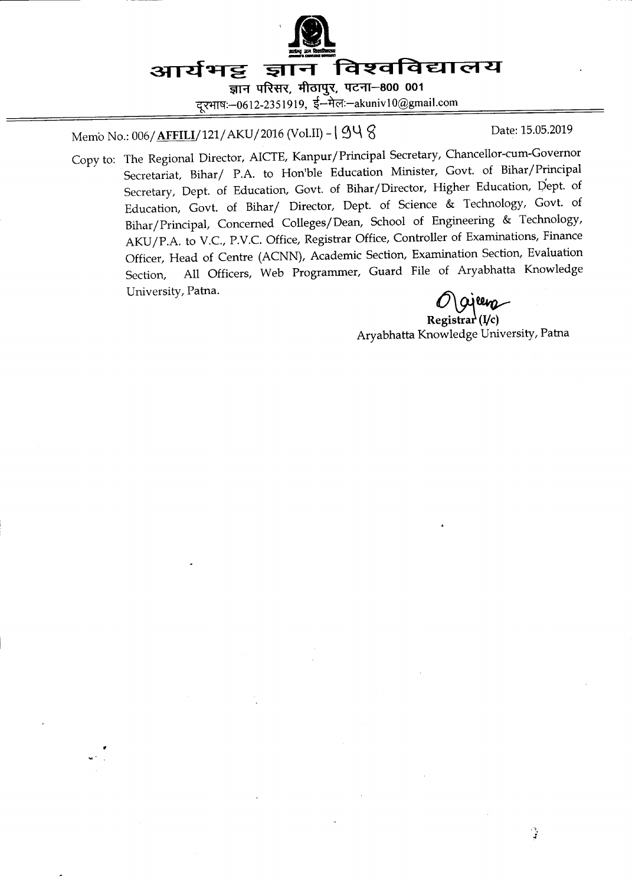# आर्यभट्ट ज्ञान विश्वविद्यालय

ज्ञान परिसर, मीठापुर, पटना–800 001

दूरभाष:–0612-2351919, ई–मेल:–akuniv10@gmail.com

---

Memo No.: 006/**AFFILI**/121/AKU/2016 (Vol.II) - 1948 Date: 15.05.2019

Copy to: The Regional Director, AICTE, Kanpur/Principal Secretary, Chancellor-cum-Governor Secretariat, Bihar/ P.A. to Hon'ble Education Minister, Govt. of Bihar/Principal Secretary, Dept. of Education, Govt. of Bihar/Director, Higher Education, Dept. of Education, Govt. of Bihar/ Director, Dept. of Science & Technology, Govt. of Bihar/Principal, Concerned Colleges/Dean, School of Engineering & Technology, AKU/P.A. to V.C., P.V.C. Office, Registrar Office, Controller of Examinations, Finance Officer, Head of Centre (ACNN), Academic Section, Examination Section, Evaluation Section, All Officers, Web Programmer, Guard File of Aryabhatta Knowledge University, Patna.

**Registrar (I/c)**
Aryabhatta Knowledge University, Patna